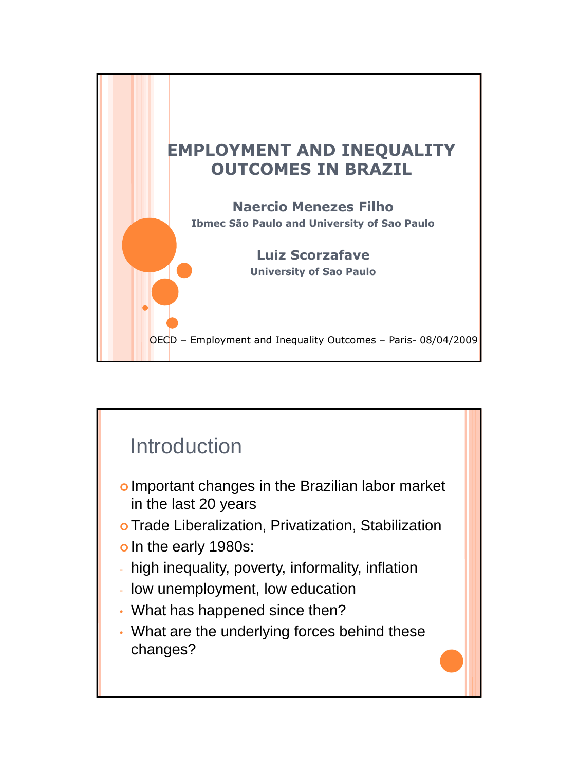# EMPLOYMENT AND INEQUALITY OUTCOMES IN BRAZIL

**Naercio Menezes Filho**
**Ibmec São Paulo and University of Sao Paulo**

**Luiz Scorzafave**
**University of Sao Paulo**

OECD – Employment and Inequality Outcomes – Paris- 08/04/2009

## Introduction

- Important changes in the Brazilian labor market in the last 20 years
- Trade Liberalization, Privatization, Stabilization
- In the early 1980s:
  - high inequality, poverty, informality, inflation
  - low unemployment, low education
- What has happened since then?
- What are the underlying forces behind these changes?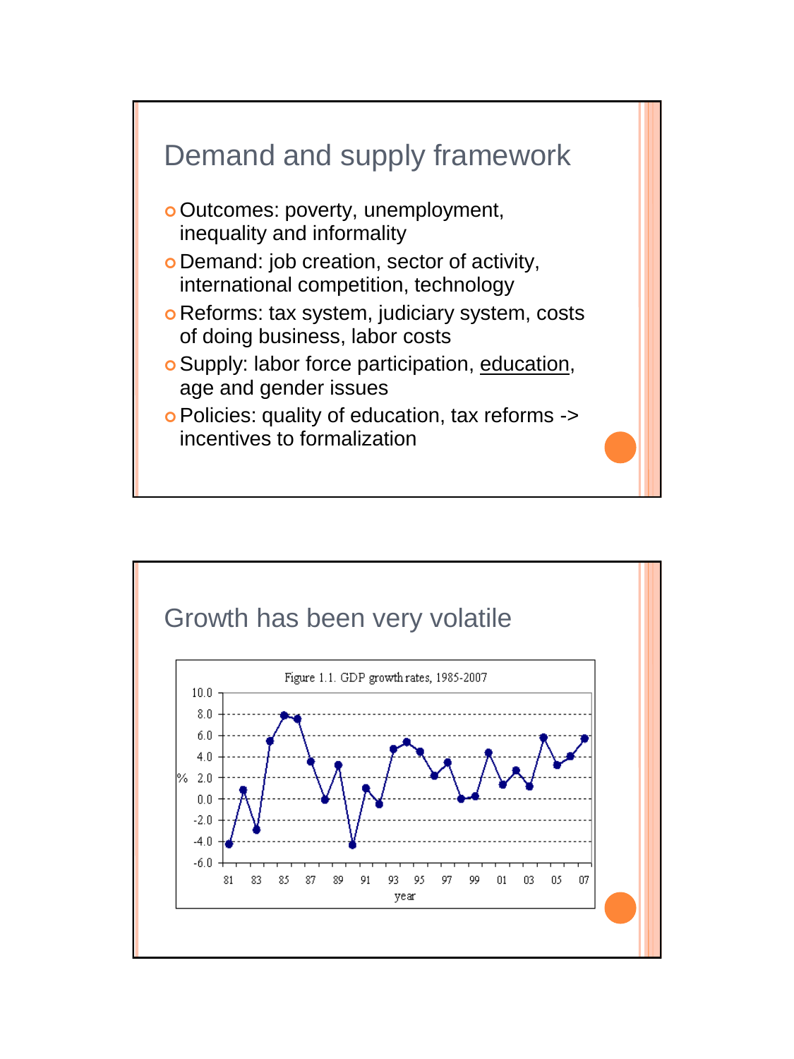## Demand and supply framework

- Outcomes: poverty, unemployment, inequality and informality
- Demand: job creation, sector of activity, international competition, technology
- Reforms: tax system, judiciary system, costs of doing business, labor costs
- Supply: labor force participation, <u>education</u>, age and gender issues
- Policies: quality of education, tax reforms -> incentives to formalization

## Growth has been very volatile

Figure 1.1. GDP growth rates, 1985-2007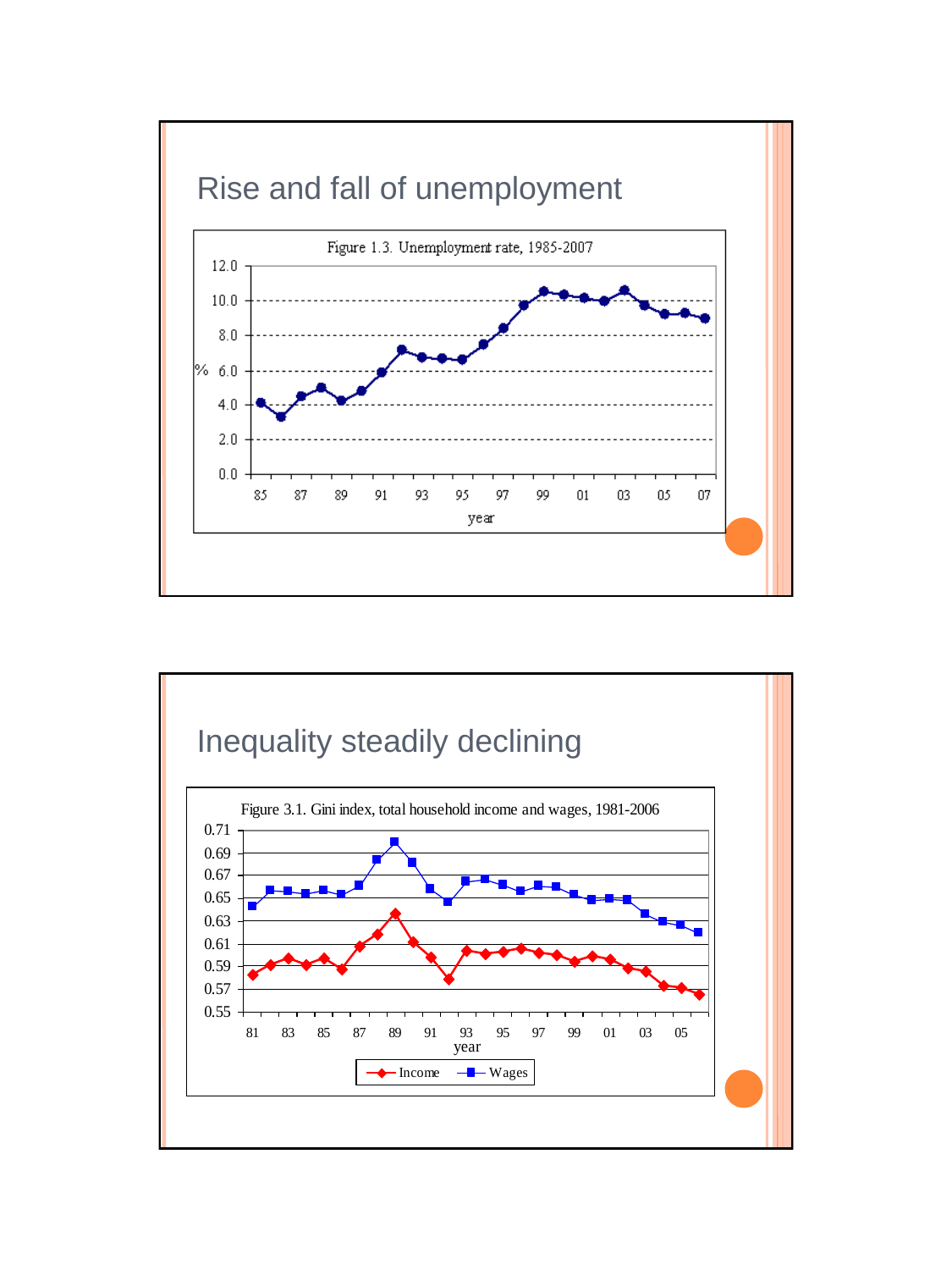## Rise and fall of unemployment

Figure 1.3. Unemployment rate, 1985-2007

## Inequality steadily declining

Figure 3.1. Gini index, total household income and wages, 1981-2006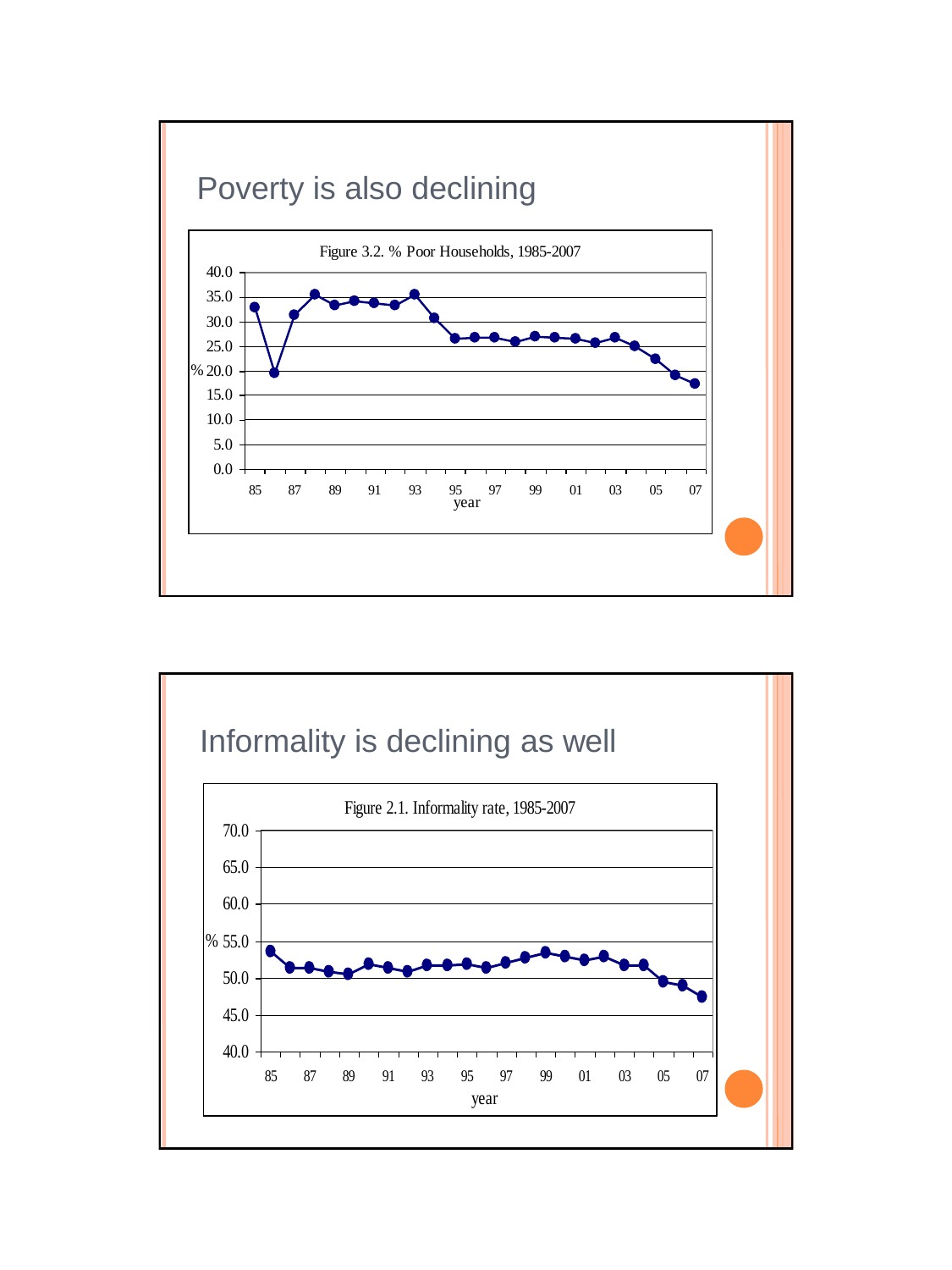## Poverty is also declining

Figure 3.2. % Poor Households, 1985-2007

## Informality is declining as well

Figure 2.1. Informality rate, 1985-2007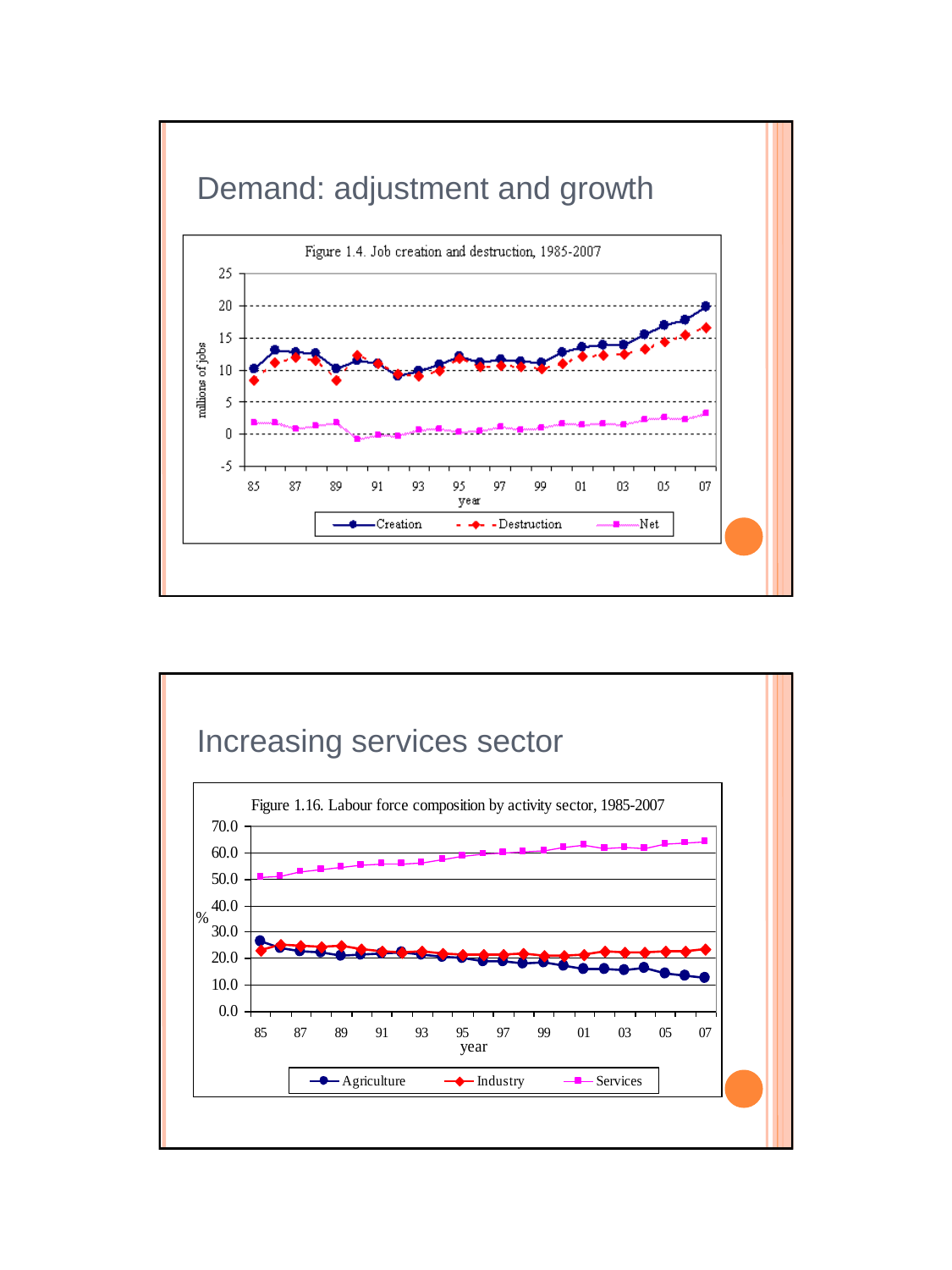## Demand: adjustment and growth

Figure 1.4. Job creation and destruction, 1985-2007

## Increasing services sector

Figure 1.16. Labour force composition by activity sector, 1985-2007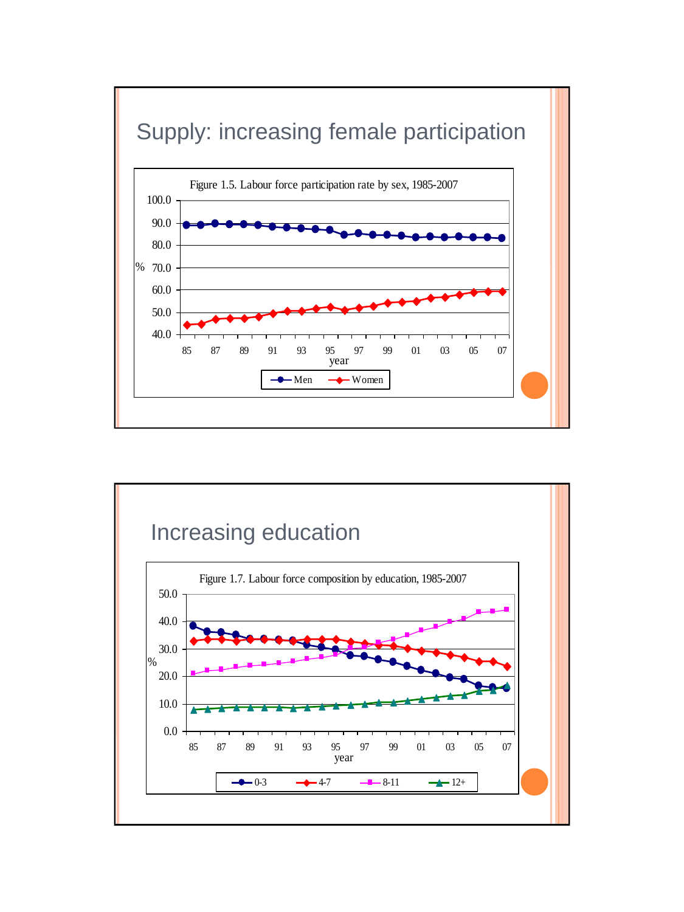## Supply: increasing female participation

Figure 1.5. Labour force participation rate by sex, 1985-2007

## Increasing education

Figure 1.7. Labour force composition by education, 1985-2007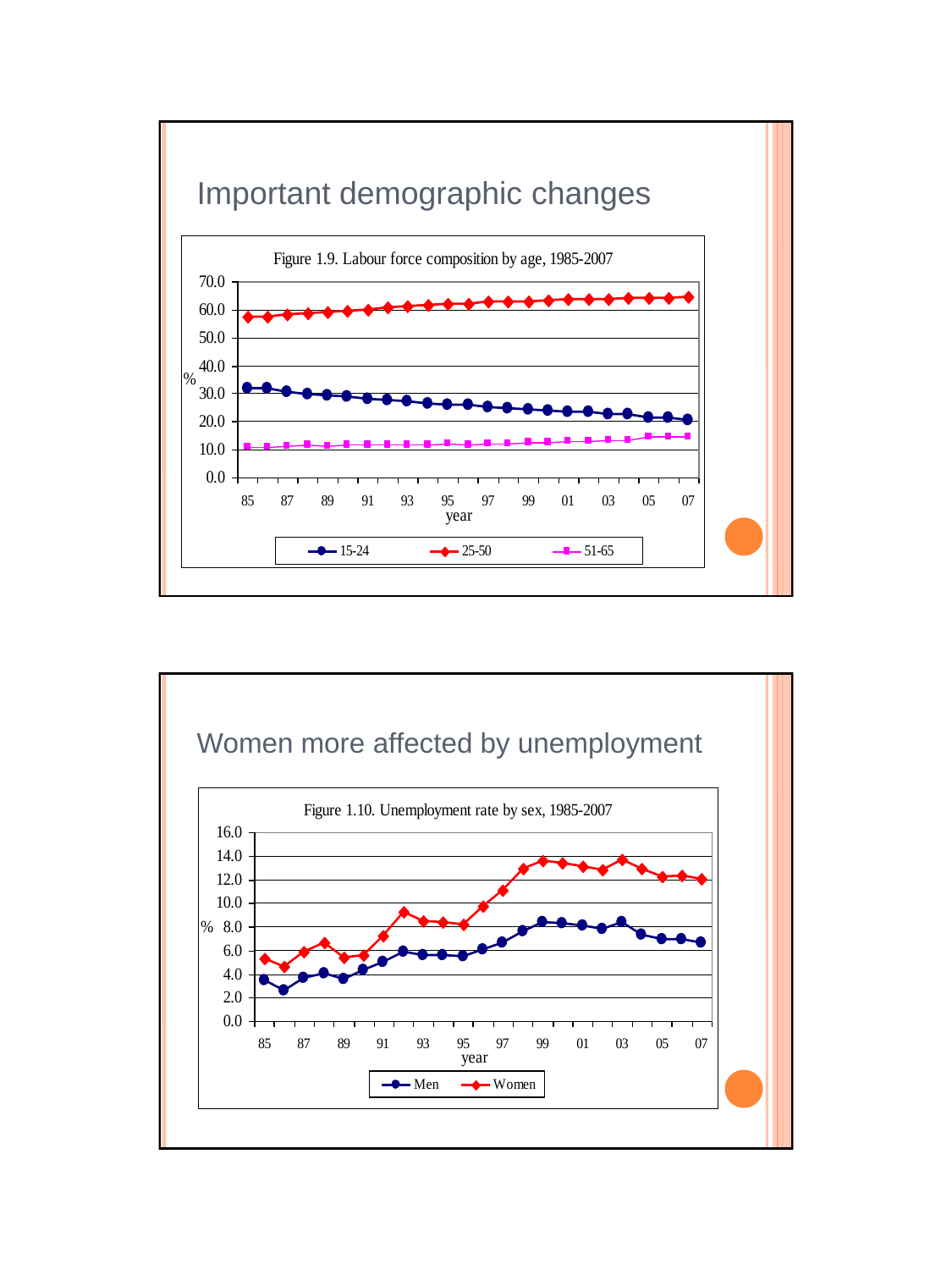## Important demographic changes

Figure 1.9. Labour force composition by age, 1985-2007

## Women more affected by unemployment

Figure 1.10. Unemployment rate by sex, 1985-2007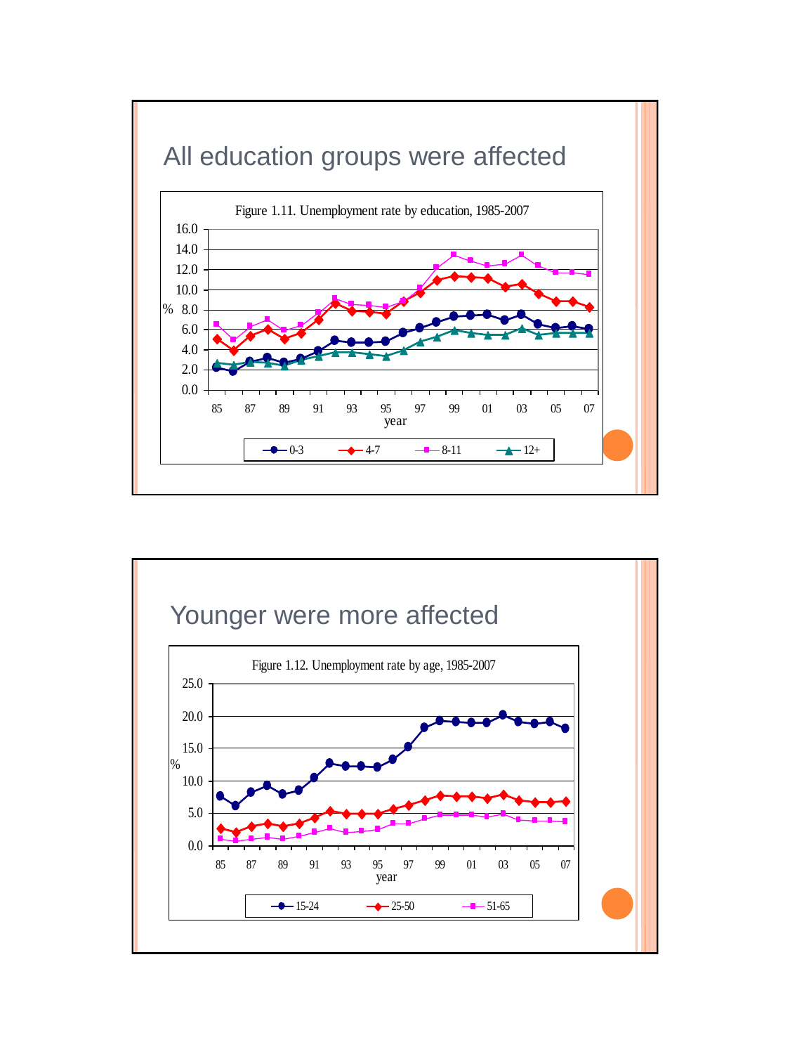# All education groups were affected

Figure 1.11. Unemployment rate by education, 1985-2007

# Younger were more affected

Figure 1.12. Unemployment rate by age, 1985-2007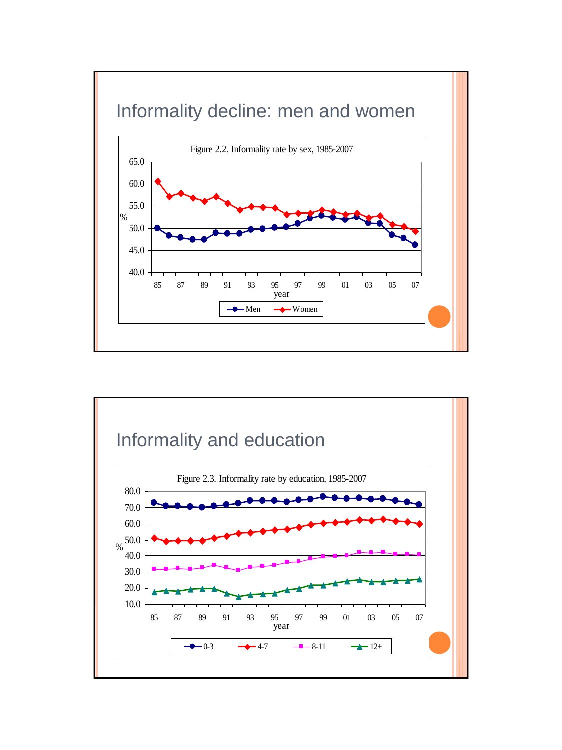## Informality decline: men and women

Figure 2.2. Informality rate by sex, 1985-2007

## Informality and education

Figure 2.3. Informality rate by education, 1985-2007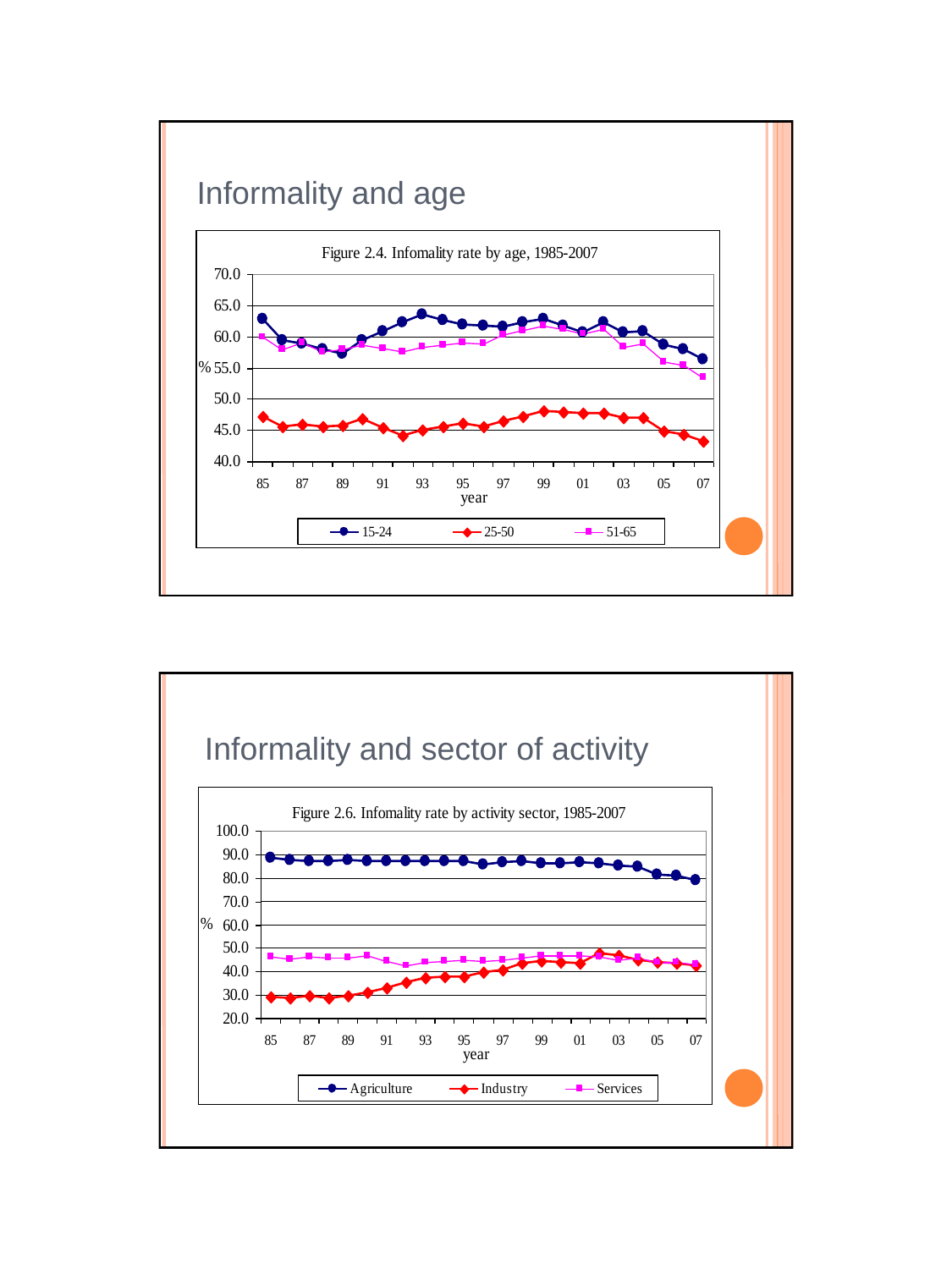# Informality and age

Figure 2.4. Infomality rate by age, 1985-2007

# Informality and sector of activity

Figure 2.6. Infomality rate by activity sector, 1985-2007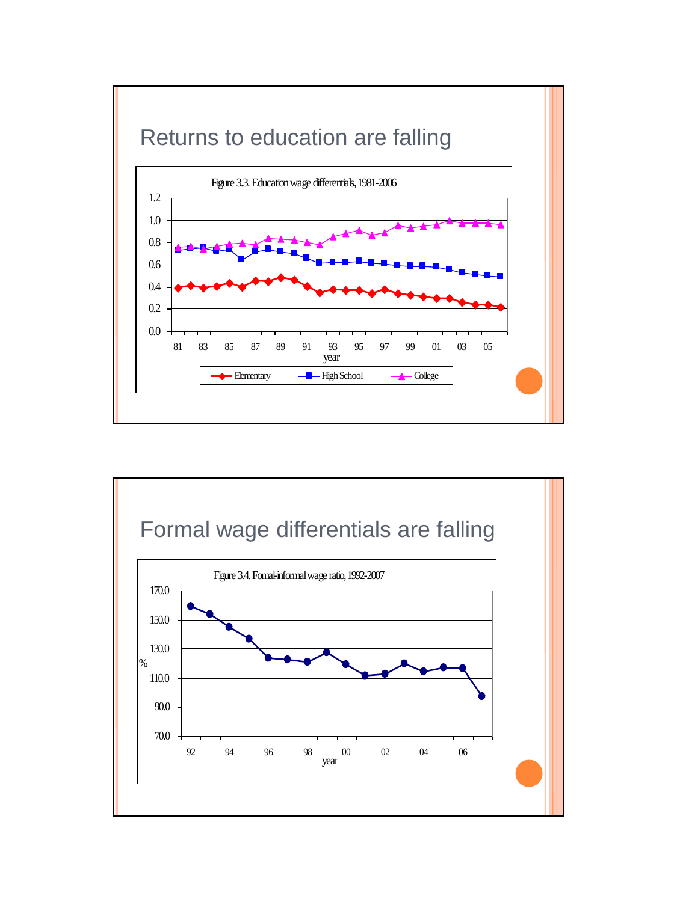# Returns to education are falling

Figure 3.3. Education wage differentials, 1981-2006

# Formal wage differentials are falling

Figure 3.4. Formal-informal wage ratio, 1992-2007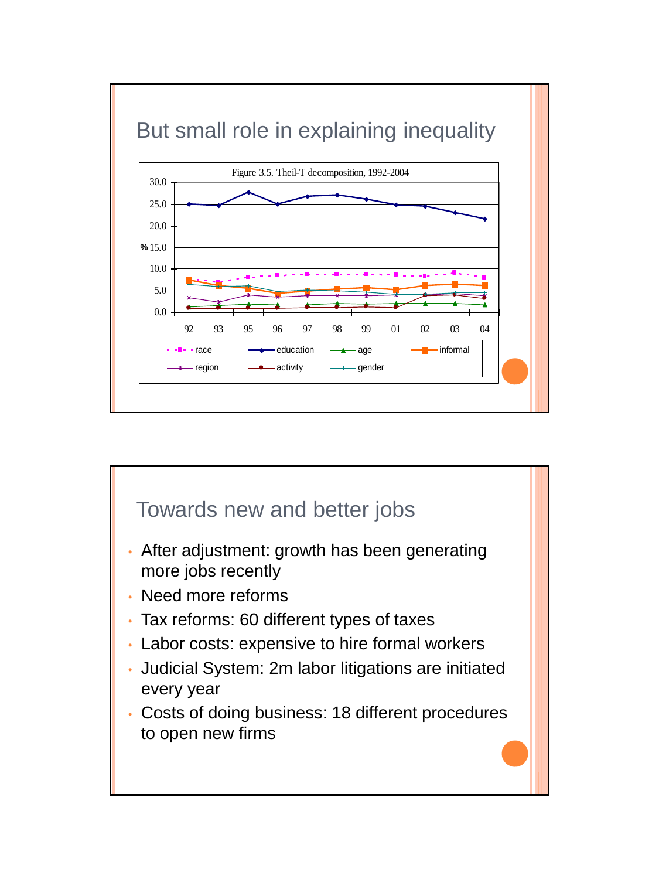## But small role in explaining inequality

Figure 3.5. Theil-T decomposition, 1992-2004

## Towards new and better jobs

- After adjustment: growth has been generating more jobs recently
- Need more reforms
- Tax reforms: 60 different types of taxes
- Labor costs: expensive to hire formal workers
- Judicial System: 2m labor litigations are initiated every year
- Costs of doing business: 18 different procedures to open new firms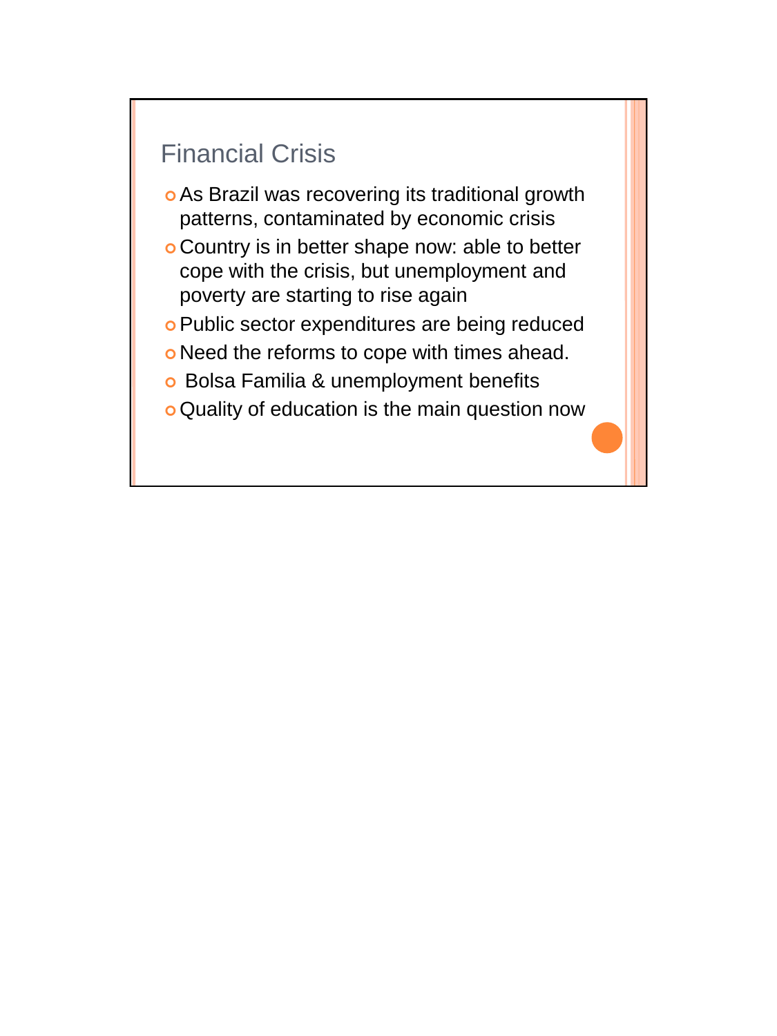## Financial Crisis

- As Brazil was recovering its traditional growth patterns, contaminated by economic crisis
- Country is in better shape now: able to better cope with the crisis, but unemployment and poverty are starting to rise again
- Public sector expenditures are being reduced
- Need the reforms to cope with times ahead.
- Bolsa Familia & unemployment benefits
- Quality of education is the main question now